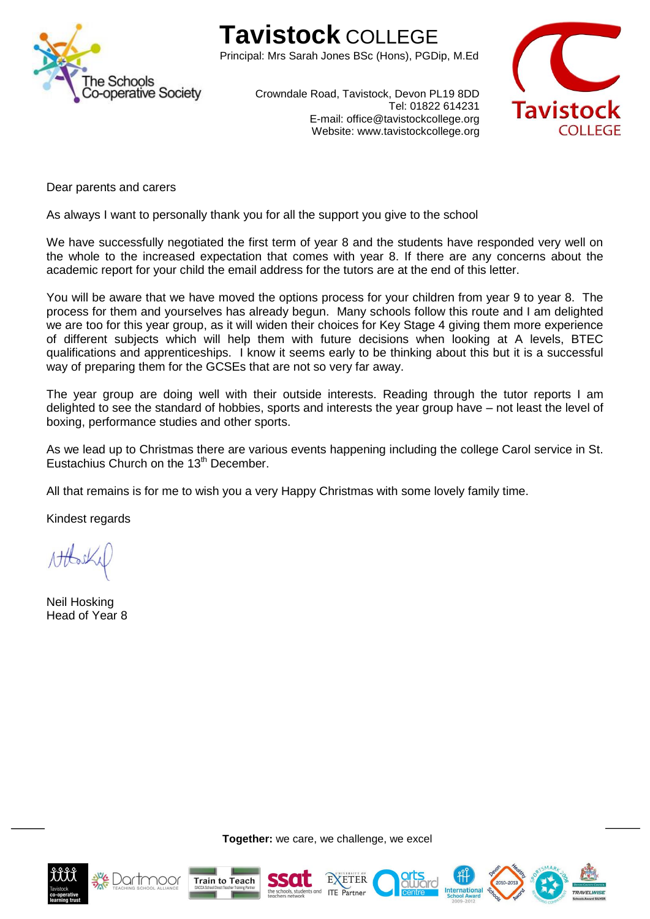# **Tavistock** COLLEGE

Principal: Mrs Sarah Jones BSc (Hons), PGDip, M.Ed

Crowndale Road, Tavistock, Devon PL19 8DD
Tel: 01822 614231
E-mail: office@tavistockcollege.org
Website: www.tavistockcollege.org

Dear parents and carers

As always I want to personally thank you for all the support you give to the school

We have successfully negotiated the first term of year 8 and the students have responded very well on the whole to the increased expectation that comes with year 8. If there are any concerns about the academic report for your child the email address for the tutors are at the end of this letter.

You will be aware that we have moved the options process for your children from year 9 to year 8. The process for them and yourselves has already begun. Many schools follow this route and I am delighted we are too for this year group, as it will widen their choices for Key Stage 4 giving them more experience of different subjects which will help them with future decisions when looking at A levels, BTEC qualifications and apprenticeships. I know it seems early to be thinking about this but it is a successful way of preparing them for the GCSEs that are not so very far away.

The year group are doing well with their outside interests. Reading through the tutor reports I am delighted to see the standard of hobbies, sports and interests the year group have – not least the level of boxing, performance studies and other sports.

As we lead up to Christmas there are various events happening including the college Carol service in St. Eustachius Church on the 13th December.

All that remains is for me to wish you a very Happy Christmas with some lovely family time.

Kindest regards

Neil Hosking
Head of Year 8

**Together:** we care, we challenge, we excel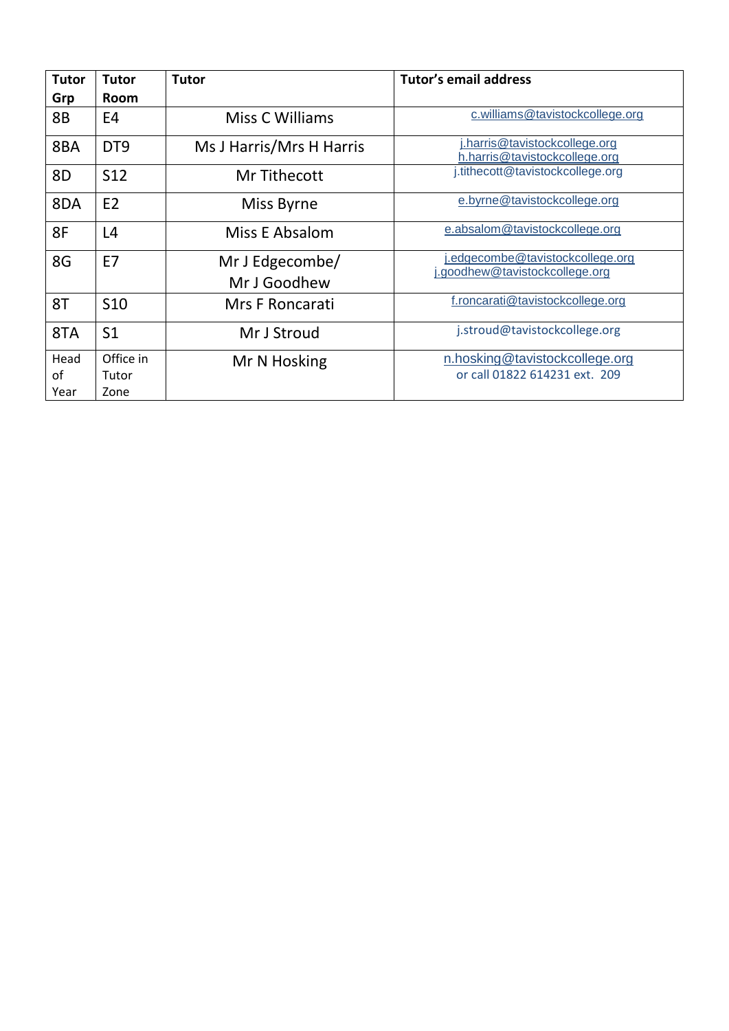| Tutor Grp | Tutor Room | Tutor | Tutor's email address |
|---|---|---|---|
| 8B | E4 | Miss C Williams | c.williams@tavistockcollege.org |
| 8BA | DT9 | Ms J Harris/Mrs H Harris | j.harris@tavistockcollege.org h.harris@tavistockcollege.org |
| 8D | S12 | Mr Tithecott | j.tithecott@tavistockcollege.org |
| 8DA | E2 | Miss Byrne | e.byrne@tavistockcollege.org |
| 8F | L4 | Miss E Absalom | e.absalom@tavistockcollege.org |
| 8G | E7 | Mr J Edgecombe/ Mr J Goodhew | j.edgecombe@tavistockcollege.org j.goodhew@tavistockcollege.org |
| 8T | S10 | Mrs F Roncarati | f.roncarati@tavistockcollege.org |
| 8TA | S1 | Mr J Stroud | j.stroud@tavistockcollege.org |
| Head of Year | Office in Tutor Zone | Mr N Hosking | n.hosking@tavistockcollege.org or call 01822 614231 ext. 209 |